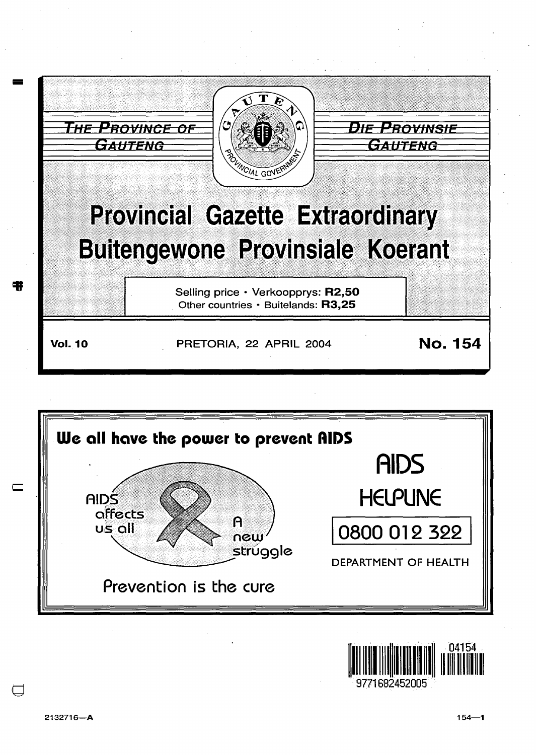THE PROVINCE OF GAUTENG

DIE PROVINSIE GAUTENG

# Provincial Gazette Extraordinary
# Buitengewone Provinsiale Koerant

Selling price • Verkoopprys: **R2,50**
Other countries • Buitelands: **R3,25**

**Vol. 10** PRETORIA, 22 APRIL 2004 **No. 154**

**We all have the power to prevent AIDS**

AIDS affects us all

A new struggle

Prevention is the cure

AIDS HELPLINE

0800 012 322

DEPARTMENT OF HEALTH

2132716—A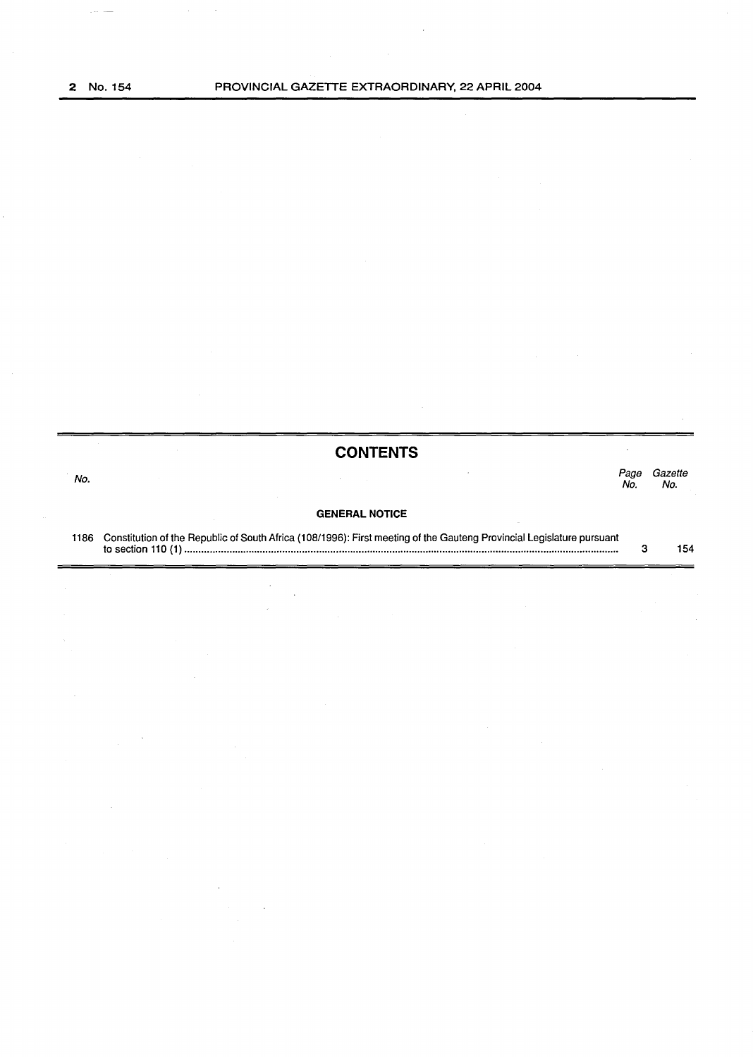## CONTENTS

| No. | | Page No. | Gazette No. |
|---|---|---|---|
| | **GENERAL NOTICE** | | |
| 1186 | Constitution of the Republic of South Africa (108/1996): First meeting of the Gauteng Provincial Legislature pursuant to section 110 (1) | 3 | 154 |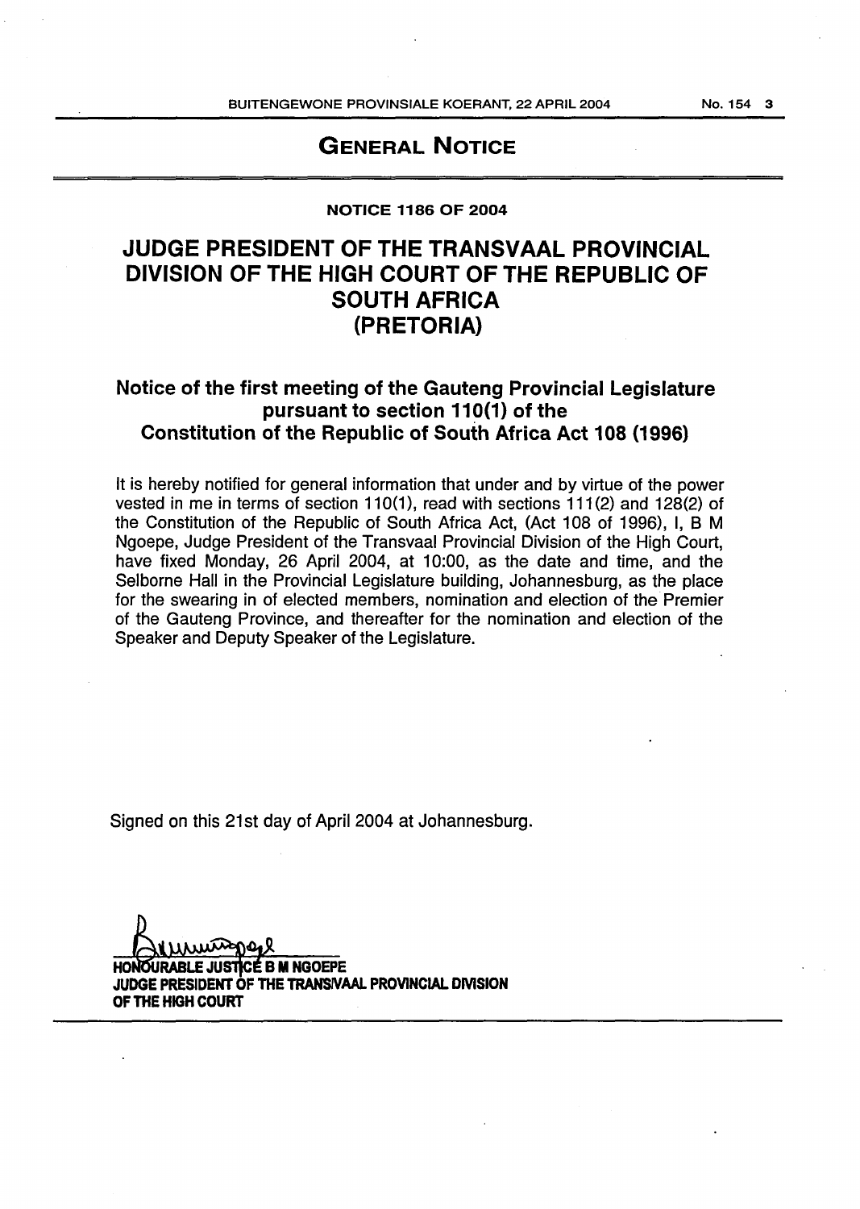## GENERAL NOTICE

**NOTICE 1186 OF 2004**

# JUDGE PRESIDENT OF THE TRANSVAAL PROVINCIAL DIVISION OF THE HIGH COURT OF THE REPUBLIC OF SOUTH AFRICA (PRETORIA)

### Notice of the first meeting of the Gauteng Provincial Legislature pursuant to section 110(1) of the Constitution of the Republic of South Africa Act 108 (1996)

It is hereby notified for general information that under and by virtue of the power vested in me in terms of section 110(1), read with sections 111(2) and 128(2) of the Constitution of the Republic of South Africa Act, (Act 108 of 1996), I, B M Ngoepe, Judge President of the Transvaal Provincial Division of the High Court, have fixed Monday, 26 April 2004, at 10:00, as the date and time, and the Selborne Hall in the Provincial Legislature building, Johannesburg, as the place for the swearing in of elected members, nomination and election of the Premier of the Gauteng Province, and thereafter for the nomination and election of the Speaker and Deputy Speaker of the Legislature.

Signed on this 21st day of April 2004 at Johannesburg.

**HONOURABLE JUSTICE B M NGOEPE**
**JUDGE PRESIDENT OF THE TRANSVAAL PROVINCIAL DIVISION OF THE HIGH COURT**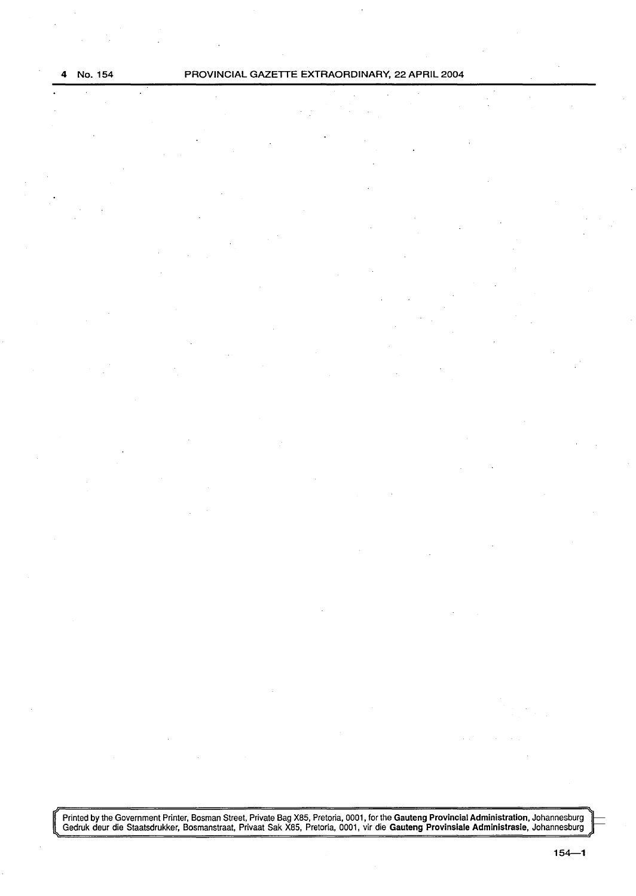Printed by the Government Printer, Bosman Street, Private Bag X85, Pretoria, 0001, for the **Gauteng Provincial Administration,** Johannesburg
Gedruk deur die Staatsdrukker, Bosmanstraat, Privaat Sak X85, Pretoria, 0001, vir die **Gauteng Provinsiale Administrasie,** Johannesburg

**154—1**